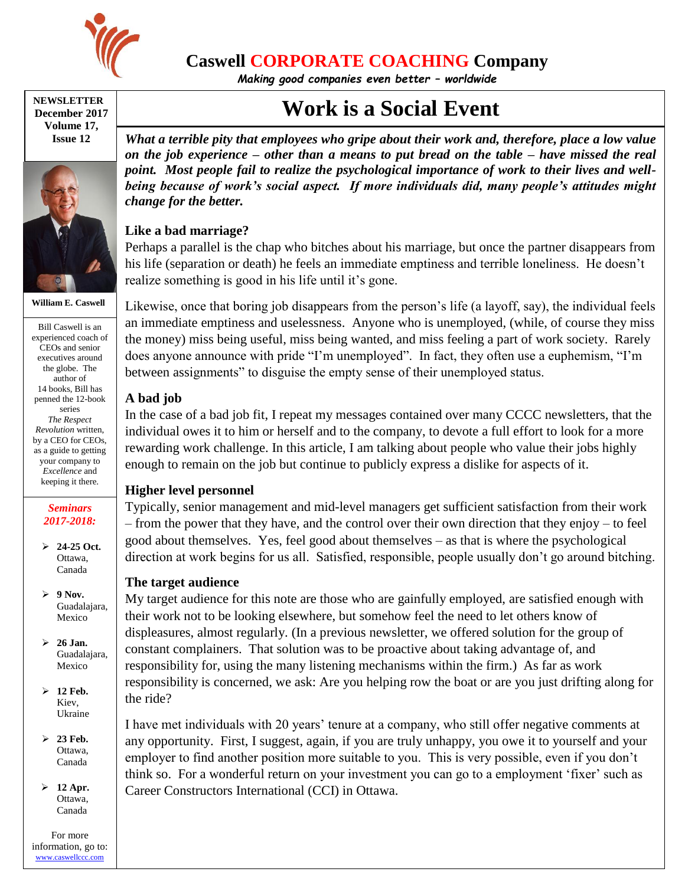# Caswell CORPORATE COACHING Company

*Making good companies even better – worldwide*

**NEWSLETTER**
**December 2017**
**Volume 17, Issue 12**

**William E. Caswell**

Bill Caswell is an experienced coach of CEOs and senior executives around the globe. The author of 14 books, Bill has penned the 12-book series *The Respect Revolution* written, by a CEO for CEOs, as a guide to getting your company to *Excellence* and keeping it there.

***Seminars 2017-2018:***

- **24-25 Oct.** Ottawa, Canada
- **9 Nov.** Guadalajara, Mexico
- **26 Jan.** Guadalajara, Mexico
- **12 Feb.** Kiev, Ukraine
- **23 Feb.** Ottawa, Canada
- **12 Apr.** Ottawa, Canada

For more information, go to: www.caswellccc.com

# Work is a Social Event

***What a terrible pity that employees who gripe about their work and, therefore, place a low value on the job experience – other than a means to put bread on the table – have missed the real point. Most people fail to realize the psychological importance of work to their lives and well-being because of work's social aspect. If more individuals did, many people's attitudes might change for the better.***

## Like a bad marriage?

Perhaps a parallel is the chap who bitches about his marriage, but once the partner disappears from his life (separation or death) he feels an immediate emptiness and terrible loneliness. He doesn't realize something is good in his life until it's gone.

Likewise, once that boring job disappears from the person's life (a layoff, say), the individual feels an immediate emptiness and uselessness. Anyone who is unemployed, (while, of course they miss the money) miss being useful, miss being wanted, and miss feeling a part of work society. Rarely does anyone announce with pride "I'm unemployed". In fact, they often use a euphemism, "I'm between assignments" to disguise the empty sense of their unemployed status.

## A bad job

In the case of a bad job fit, I repeat my messages contained over many CCCC newsletters, that the individual owes it to him or herself and to the company, to devote a full effort to look for a more rewarding work challenge. In this article, I am talking about people who value their jobs highly enough to remain on the job but continue to publicly express a dislike for aspects of it.

## Higher level personnel

Typically, senior management and mid-level managers get sufficient satisfaction from their work – from the power that they have, and the control over their own direction that they enjoy – to feel good about themselves. Yes, feel good about themselves – as that is where the psychological direction at work begins for us all. Satisfied, responsible, people usually don't go around bitching.

## The target audience

My target audience for this note are those who are gainfully employed, are satisfied enough with their work not to be looking elsewhere, but somehow feel the need to let others know of displeasures, almost regularly. (In a previous newsletter, we offered solution for the group of constant complainers. That solution was to be proactive about taking advantage of, and responsibility for, using the many listening mechanisms within the firm.) As far as work responsibility is concerned, we ask: Are you helping row the boat or are you just drifting along for the ride?

I have met individuals with 20 years' tenure at a company, who still offer negative comments at any opportunity. First, I suggest, again, if you are truly unhappy, you owe it to yourself and your employer to find another position more suitable to you. This is very possible, even if you don't think so. For a wonderful return on your investment you can go to a employment 'fixer' such as Career Constructors International (CCI) in Ottawa.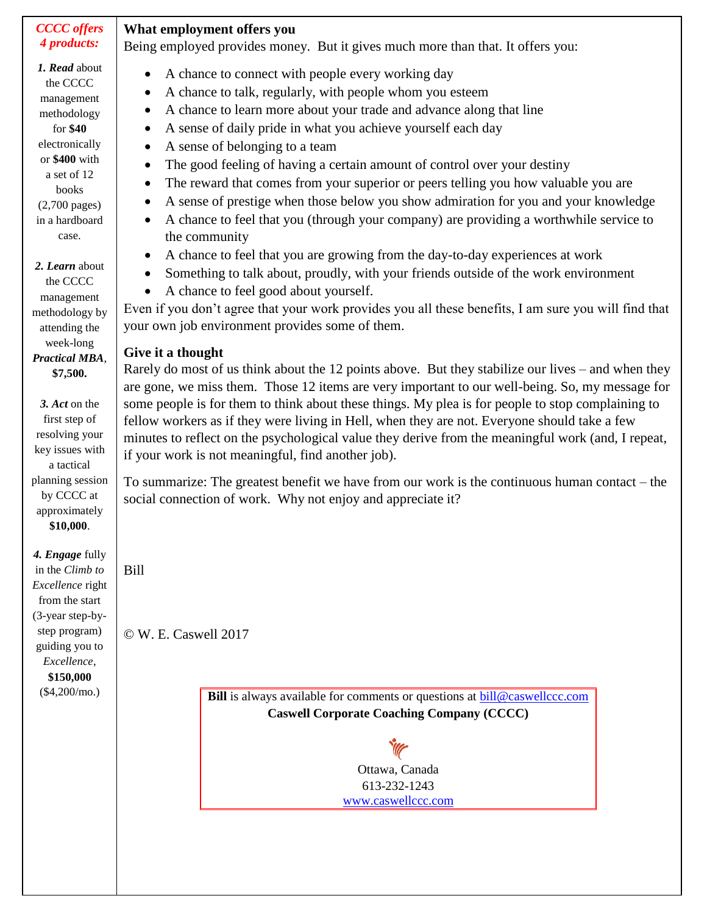***CCCC offers 4 products:***

***1. Read*** about the CCCC management methodology for **$40** electronically or **$400** with a set of 12 books (2,700 pages) in a hardboard case.

***2. Learn*** about the CCCC management methodology by attending the week-long ***Practical MBA***, **$7,500.**

***3. Act*** on the first step of resolving your key issues with a tactical planning session by CCCC at approximately **$10,000**.

***4. Engage*** fully in the *Climb to Excellence* right from the start (3-year step-by-step program) guiding you to *Excellence*, **$150,000** ($4,200/mo.)

**What employment offers you**

Being employed provides money. But it gives much more than that. It offers you:

- A chance to connect with people every working day
- A chance to talk, regularly, with people whom you esteem
- A chance to learn more about your trade and advance along that line
- A sense of daily pride in what you achieve yourself each day
- A sense of belonging to a team
- The good feeling of having a certain amount of control over your destiny
- The reward that comes from your superior or peers telling you how valuable you are
- A sense of prestige when those below you show admiration for you and your knowledge
- A chance to feel that you (through your company) are providing a worthwhile service to the community
- A chance to feel that you are growing from the day-to-day experiences at work
- Something to talk about, proudly, with your friends outside of the work environment
- A chance to feel good about yourself.

Even if you don't agree that your work provides you all these benefits, I am sure you will find that your own job environment provides some of them.

**Give it a thought**

Rarely do most of us think about the 12 points above. But they stabilize our lives – and when they are gone, we miss them. Those 12 items are very important to our well-being. So, my message for some people is for them to think about these things. My plea is for people to stop complaining to fellow workers as if they were living in Hell, when they are not. Everyone should take a few minutes to reflect on the psychological value they derive from the meaningful work (and, I repeat, if your work is not meaningful, find another job).

To summarize: The greatest benefit we have from our work is the continuous human contact – the social connection of work. Why not enjoy and appreciate it?

Bill

© W. E. Caswell 2017

**Bill** is always available for comments or questions at bill@caswellccc.com
**Caswell Corporate Coaching Company (CCCC)**

Ottawa, Canada
613-232-1243
www.caswellccc.com